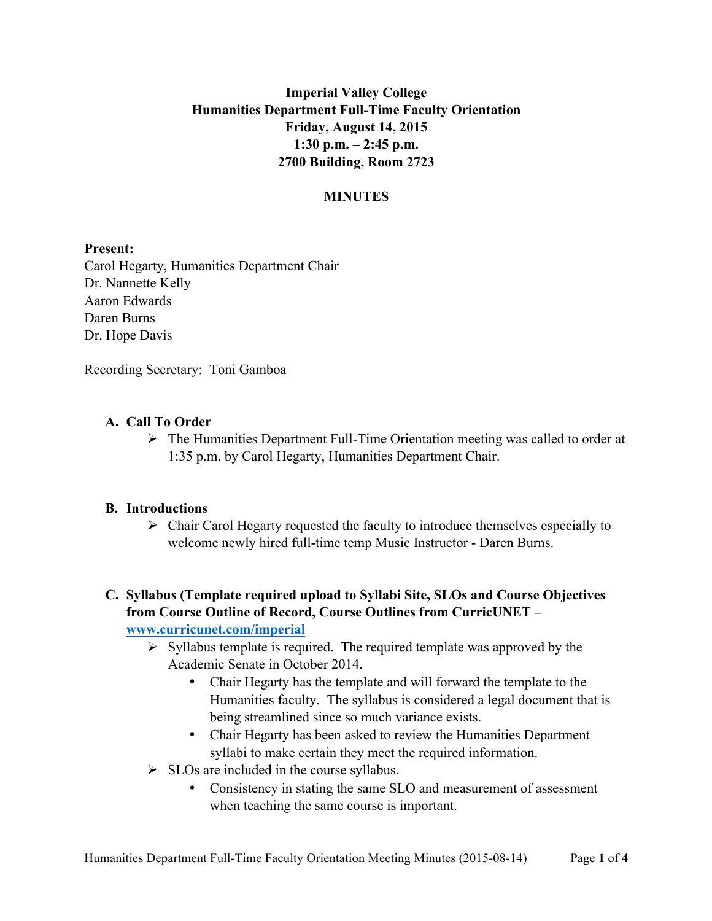**Imperial Valley College**
**Humanities Department Full-Time Faculty Orientation**
**Friday, August 14, 2015**
**1:30 p.m. – 2:45 p.m.**
**2700 Building, Room 2723**

**MINUTES**

**Present:**
Carol Hegarty, Humanities Department Chair
Dr. Nannette Kelly
Aaron Edwards
Daren Burns
Dr. Hope Davis

Recording Secretary: Toni Gamboa

**A. Call To Order**

- The Humanities Department Full-Time Orientation meeting was called to order at 1:35 p.m. by Carol Hegarty, Humanities Department Chair.

**B. Introductions**

- Chair Carol Hegarty requested the faculty to introduce themselves especially to welcome newly hired full-time temp Music Instructor - Daren Burns.

**C. Syllabus (Template required upload to Syllabi Site, SLOs and Course Objectives from Course Outline of Record, Course Outlines from CurricUNET – [www.curricunet.com/imperial](http://www.curricunet.com/imperial)**

- Syllabus template is required. The required template was approved by the Academic Senate in October 2014.
  - Chair Hegarty has the template and will forward the template to the Humanities faculty. The syllabus is considered a legal document that is being streamlined since so much variance exists.
  - Chair Hegarty has been asked to review the Humanities Department syllabi to make certain they meet the required information.
- SLOs are included in the course syllabus.
  - Consistency in stating the same SLO and measurement of assessment when teaching the same course is important.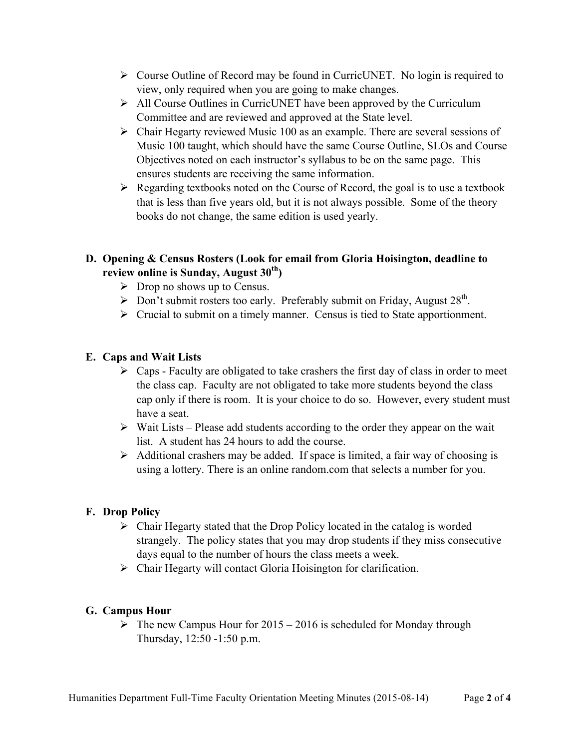- Course Outline of Record may be found in CurricUNET. No login is required to view, only required when you are going to make changes.
- All Course Outlines in CurricUNET have been approved by the Curriculum Committee and are reviewed and approved at the State level.
- Chair Hegarty reviewed Music 100 as an example. There are several sessions of Music 100 taught, which should have the same Course Outline, SLOs and Course Objectives noted on each instructor's syllabus to be on the same page. This ensures students are receiving the same information.
- Regarding textbooks noted on the Course of Record, the goal is to use a textbook that is less than five years old, but it is not always possible. Some of the theory books do not change, the same edition is used yearly.

**D. Opening & Census Rosters (Look for email from Gloria Hoisington, deadline to review online is Sunday, August 30th)**

- Drop no shows up to Census.
- Don't submit rosters too early. Preferably submit on Friday, August 28th.
- Crucial to submit on a timely manner. Census is tied to State apportionment.

**E. Caps and Wait Lists**

- Caps - Faculty are obligated to take crashers the first day of class in order to meet the class cap. Faculty are not obligated to take more students beyond the class cap only if there is room. It is your choice to do so. However, every student must have a seat.
- Wait Lists – Please add students according to the order they appear on the wait list. A student has 24 hours to add the course.
- Additional crashers may be added. If space is limited, a fair way of choosing is using a lottery. There is an online random.com that selects a number for you.

**F. Drop Policy**

- Chair Hegarty stated that the Drop Policy located in the catalog is worded strangely. The policy states that you may drop students if they miss consecutive days equal to the number of hours the class meets a week.
- Chair Hegarty will contact Gloria Hoisington for clarification.

**G. Campus Hour**

- The new Campus Hour for 2015 – 2016 is scheduled for Monday through Thursday, 12:50 -1:50 p.m.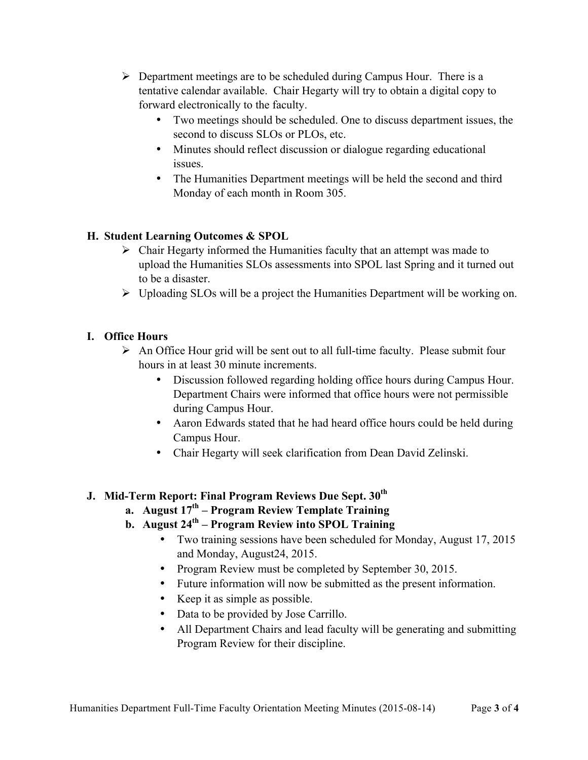- Department meetings are to be scheduled during Campus Hour. There is a tentative calendar available. Chair Hegarty will try to obtain a digital copy to forward electronically to the faculty.
  - Two meetings should be scheduled. One to discuss department issues, the second to discuss SLOs or PLOs, etc.
  - Minutes should reflect discussion or dialogue regarding educational issues.
  - The Humanities Department meetings will be held the second and third Monday of each month in Room 305.

## H. Student Learning Outcomes & SPOL

- Chair Hegarty informed the Humanities faculty that an attempt was made to upload the Humanities SLOs assessments into SPOL last Spring and it turned out to be a disaster.
- Uploading SLOs will be a project the Humanities Department will be working on.

## I. Office Hours

- An Office Hour grid will be sent out to all full-time faculty. Please submit four hours in at least 30 minute increments.
  - Discussion followed regarding holding office hours during Campus Hour. Department Chairs were informed that office hours were not permissible during Campus Hour.
  - Aaron Edwards stated that he had heard office hours could be held during Campus Hour.
  - Chair Hegarty will seek clarification from Dean David Zelinski.

## J. Mid-Term Report: Final Program Reviews Due Sept. 30th

### a. August 17th – Program Review Template Training

### b. August 24th – Program Review into SPOL Training

- Two training sessions have been scheduled for Monday, August 17, 2015 and Monday, August24, 2015.
- Program Review must be completed by September 30, 2015.
- Future information will now be submitted as the present information.
- Keep it as simple as possible.
- Data to be provided by Jose Carrillo.
- All Department Chairs and lead faculty will be generating and submitting Program Review for their discipline.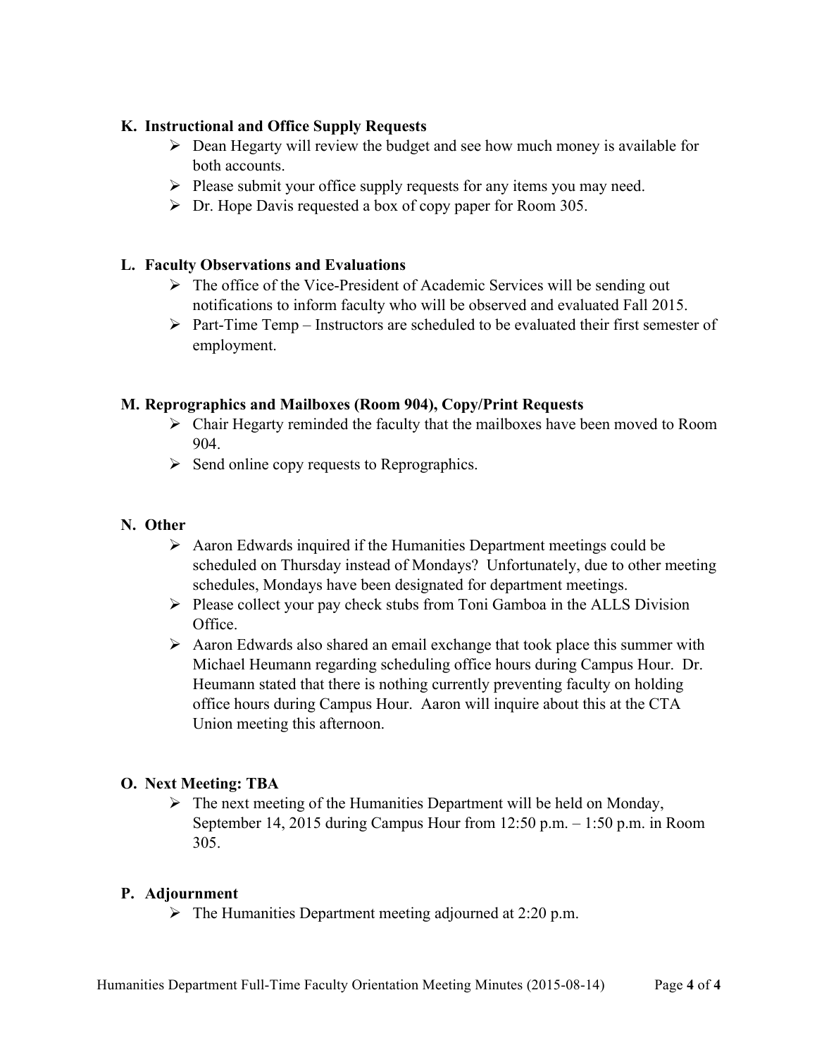### K. Instructional and Office Supply Requests

- Dean Hegarty will review the budget and see how much money is available for both accounts.
- Please submit your office supply requests for any items you may need.
- Dr. Hope Davis requested a box of copy paper for Room 305.

### L. Faculty Observations and Evaluations

- The office of the Vice-President of Academic Services will be sending out notifications to inform faculty who will be observed and evaluated Fall 2015.
- Part-Time Temp – Instructors are scheduled to be evaluated their first semester of employment.

### M. Reprographics and Mailboxes (Room 904), Copy/Print Requests

- Chair Hegarty reminded the faculty that the mailboxes have been moved to Room 904.
- Send online copy requests to Reprographics.

### N. Other

- Aaron Edwards inquired if the Humanities Department meetings could be scheduled on Thursday instead of Mondays? Unfortunately, due to other meeting schedules, Mondays have been designated for department meetings.
- Please collect your pay check stubs from Toni Gamboa in the ALLS Division Office.
- Aaron Edwards also shared an email exchange that took place this summer with Michael Heumann regarding scheduling office hours during Campus Hour. Dr. Heumann stated that there is nothing currently preventing faculty on holding office hours during Campus Hour. Aaron will inquire about this at the CTA Union meeting this afternoon.

### O. Next Meeting: TBA

- The next meeting of the Humanities Department will be held on Monday, September 14, 2015 during Campus Hour from 12:50 p.m. – 1:50 p.m. in Room 305.

### P. Adjournment

- The Humanities Department meeting adjourned at 2:20 p.m.